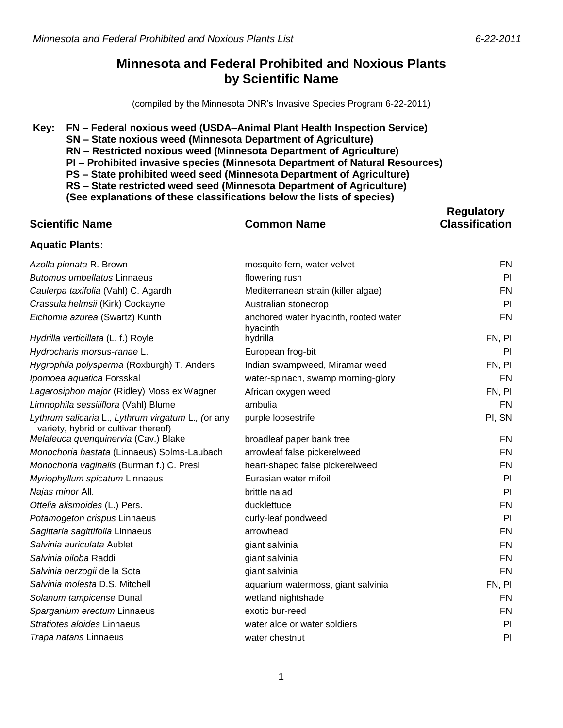# Minnesota and Federal Prohibited and Noxious Plants by Scientific Name

(compiled by the Minnesota DNR's Invasive Species Program 6-22-2011)

**Key:**
**FN – Federal noxious weed (USDA–Animal Plant Health Inspection Service)**
**SN – State noxious weed (Minnesota Department of Agriculture)**
**RN – Restricted noxious weed (Minnesota Department of Agriculture)**
**PI – Prohibited invasive species (Minnesota Department of Natural Resources)**
**PS – State prohibited weed seed (Minnesota Department of Agriculture)**
**RS – State restricted weed seed (Minnesota Department of Agriculture)**
**(See explanations of these classifications below the lists of species)**

| Scientific Name | Common Name | Regulatory Classification |
|---|---|---|
| **Aquatic Plants:** | | |
| *Azolla pinnata* R. Brown | mosquito fern, water velvet | FN |
| *Butomus umbellatus* Linnaeus | flowering rush | PI |
| *Caulerpa taxifolia* (Vahl) C. Agardh | Mediterranean strain (killer algae) | FN |
| *Crassula helmsii* (Kirk) Cockayne | Australian stonecrop | PI |
| *Eichomia azurea* (Swartz) Kunth | anchored water hyacinth, rooted water hyacinth | FN |
| *Hydrilla verticillata* (L. f.) Royle | hydrilla | FN, PI |
| *Hydrocharis morsus-ranae* L. | European frog-bit | PI |
| *Hygrophila polysperma* (Roxburgh) T. Anders | Indian swampweed, Miramar weed | FN, PI |
| *Ipomoea aquatica* Forsskal | water-spinach, swamp morning-glory | FN |
| *Lagarosiphon major* (Ridley) Moss ex Wagner | African oxygen weed | FN, PI |
| *Limnophila sessiliflora* (Vahl) Blume | ambulia | FN |
| *Lythrum salicaria* L.*, Lythrum virgatum* L.*, (*or any variety, hybrid or cultivar thereof) | purple loosestrife | PI, SN |
| *Melaleuca quenquinervia* (Cav.) Blake | broadleaf paper bank tree | FN |
| *Monochoria hastata* (Linnaeus) Solms-Laubach | arrowleaf false pickerelweed | FN |
| *Monochoria vaginalis* (Burman f.) C. Presl | heart-shaped false pickerelweed | FN |
| *Myriophyllum spicatum* Linnaeus | Eurasian water mifoil | PI |
| *Najas minor* All. | brittle naiad | PI |
| *Ottelia alismoides* (L.) Pers. | ducklettuce | FN |
| *Potamogeton crispus* Linnaeus | curly-leaf pondweed | PI |
| *Sagittaria sagittifolia* Linnaeus | arrowhead | FN |
| *Salvinia auriculata* Aublet | giant salvinia | FN |
| *Salvinia biloba* Raddi | giant salvinia | FN |
| *Salvinia herzogii* de la Sota | giant salvinia | FN |
| *Salvinia molesta* D.S. Mitchell | aquarium watermoss, giant salvinia | FN, PI |
| *Solanum tampicense* Dunal | wetland nightshade | FN |
| *Sparganium erectum* Linnaeus | exotic bur-reed | FN |
| *Stratiotes aloides* Linnaeus | water aloe or water soldiers | PI |
| *Trapa natans* Linnaeus | water chestnut | PI |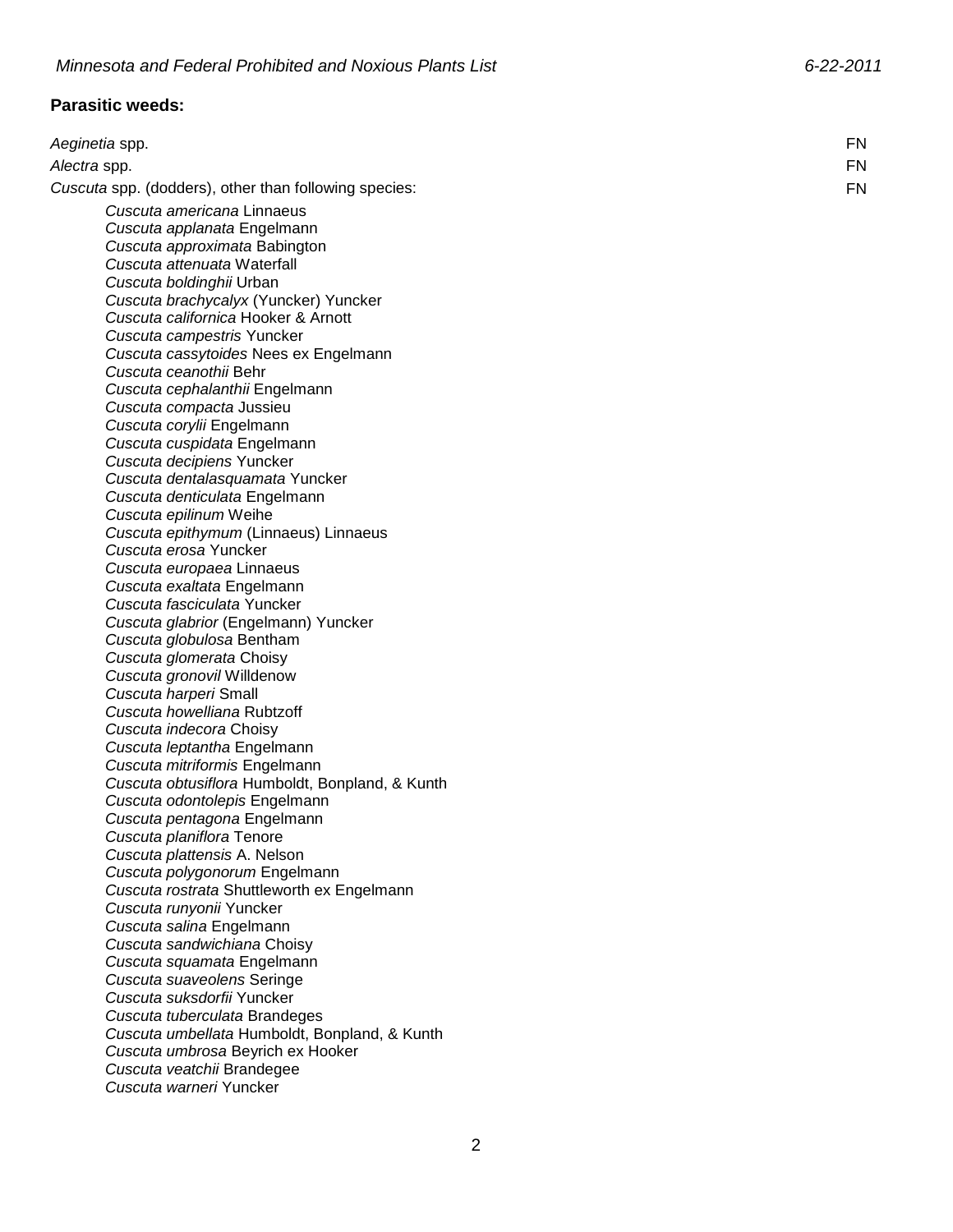**Parasitic weeds:**

| | |
|---|---|
| *Aeginetia* spp. | FN |
| *Alectra* spp. | FN |
| *Cuscuta* spp. (dodders), other than following species: | FN |

- *Cuscuta americana* Linnaeus
- *Cuscuta applanata* Engelmann
- *Cuscuta approximata* Babington
- *Cuscuta attenuata* Waterfall
- *Cuscuta boldinghii* Urban
- *Cuscuta brachycalyx* (Yuncker) Yuncker
- *Cuscuta californica* Hooker & Arnott
- *Cuscuta campestris* Yuncker
- *Cuscuta cassytoides* Nees ex Engelmann
- *Cuscuta ceanothii* Behr
- *Cuscuta cephalanthii* Engelmann
- *Cuscuta compacta* Jussieu
- *Cuscuta corylii* Engelmann
- *Cuscuta cuspidata* Engelmann
- *Cuscuta decipiens* Yuncker
- *Cuscuta dentalasquamata* Yuncker
- *Cuscuta denticulata* Engelmann
- *Cuscuta epilinum* Weihe
- *Cuscuta epithymum* (Linnaeus) Linnaeus
- *Cuscuta erosa* Yuncker
- *Cuscuta europaea* Linnaeus
- *Cuscuta exaltata* Engelmann
- *Cuscuta fasciculata* Yuncker
- *Cuscuta glabrior* (Engelmann) Yuncker
- *Cuscuta globulosa* Bentham
- *Cuscuta glomerata* Choisy
- *Cuscuta gronovil* Willdenow
- *Cuscuta harperi* Small
- *Cuscuta howelliana* Rubtzoff
- *Cuscuta indecora* Choisy
- *Cuscuta leptantha* Engelmann
- *Cuscuta mitriformis* Engelmann
- *Cuscuta obtusiflora* Humboldt, Bonpland, & Kunth
- *Cuscuta odontolepis* Engelmann
- *Cuscuta pentagona* Engelmann
- *Cuscuta planiflora* Tenore
- *Cuscuta plattensis* A. Nelson
- *Cuscuta polygonorum* Engelmann
- *Cuscuta rostrata* Shuttleworth ex Engelmann
- *Cuscuta runyonii* Yuncker
- *Cuscuta salina* Engelmann
- *Cuscuta sandwichiana* Choisy
- *Cuscuta squamata* Engelmann
- *Cuscuta suaveolens* Seringe
- *Cuscuta suksdorfii* Yuncker
- *Cuscuta tuberculata* Brandeges
- *Cuscuta umbellata* Humboldt, Bonpland, & Kunth
- *Cuscuta umbrosa* Beyrich ex Hooker
- *Cuscuta veatchii* Brandegee
- *Cuscuta warneri* Yuncker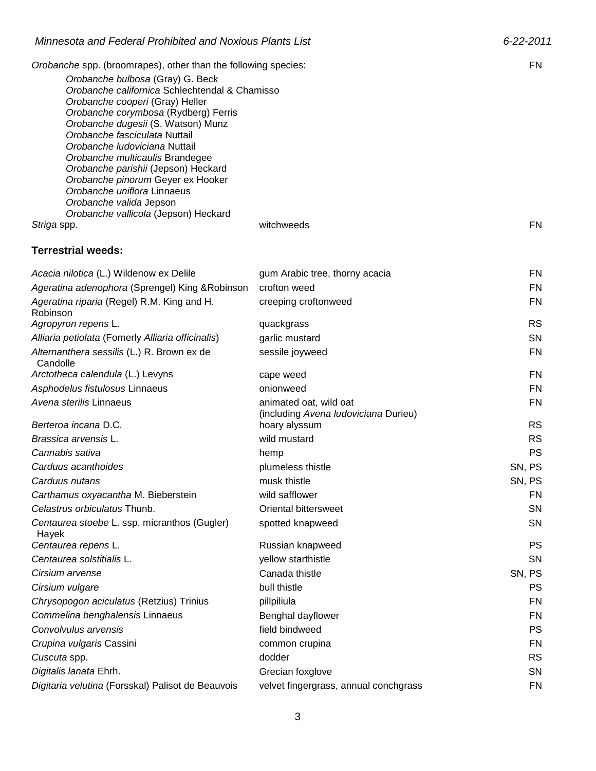| | | |
|---|---|---|
| *Orobanche* spp. (broomrapes), other than the following species:<br>*Orobanche bulbosa* (Gray) G. Beck<br>*Orobanche californica* Schlechtendal & Chamisso<br>*Orobanche cooperi* (Gray) Heller<br>*Orobanche corymbosa* (Rydberg) Ferris<br>*Orobanche dugesii* (S. Watson) Munz<br>*Orobanche fasciculata* Nuttail<br>*Orobanche ludoviciana* Nuttail<br>*Orobanche multicaulis* Brandegee<br>*Orobanche parishii* (Jepson) Heckard<br>*Orobanche pinorum* Geyer ex Hooker<br>*Orobanche uniflora* Linnaeus<br>*Orobanche valida* Jepson<br>*Orobanche vallicola* (Jepson) Heckard | | FN |
| *Striga* spp. | witchweeds | FN |

### Terrestrial weeds:

| | | |
|---|---|---|
| *Acacia nilotica* (L.) Wildenow ex Delile | gum Arabic tree, thorny acacia | FN |
| *Ageratina adenophora* (Sprengel) King &Robinson | crofton weed | FN |
| *Ageratina riparia* (Regel) R.M. King and H. Robinson | creeping croftonweed | FN |
| *Agropyron repens* L. | quackgrass | RS |
| *Alliaria petiolata* (Fomerly *Alliaria officinalis*) | garlic mustard | SN |
| *Alternanthera sessilis* (L.) R. Brown ex de Candolle | sessile joyweed | FN |
| *Arctotheca calendula* (L.) Levyns | cape weed | FN |
| *Asphodelus fistulosus* Linnaeus | onionweed | FN |
| *Avena sterilis* Linnaeus | animated oat, wild oat (including *Avena ludoviciana* Durieu) | FN |
| *Berteroa incana* D.C. | hoary alyssum | RS |
| *Brassica arvensis* L. | wild mustard | RS |
| *Cannabis sativa* | hemp | PS |
| *Carduus acanthoides* | plumeless thistle | SN, PS |
| *Carduus nutans* | musk thistle | SN, PS |
| *Carthamus oxyacantha* M. Bieberstein | wild safflower | FN |
| *Celastrus orbiculatus* Thunb. | Oriental bittersweet | SN |
| *Centaurea stoebe* L. ssp. micranthos (Gugler) Hayek | spotted knapweed | SN |
| *Centaurea repens* L. | Russian knapweed | PS |
| *Centaurea solstitialis* L. | yellow starthistle | SN |
| *Cirsium arvense* | Canada thistle | SN, PS |
| *Cirsium vulgare* | bull thistle | PS |
| *Chrysopogon aciculatus* (Retzius) Trinius | pillpiliula | FN |
| *Commelina benghalensis* Linnaeus | Benghal dayflower | FN |
| *Convolvulus arvensis* | field bindweed | PS |
| *Crupina vulgaris* Cassini | common crupina | FN |
| *Cuscuta* spp. | dodder | RS |
| *Digitalis lanata* Ehrh. | Grecian foxglove | SN |
| *Digitaria velutina* (Forsskal) Palisot de Beauvois | velvet fingergrass, annual conchgrass | FN |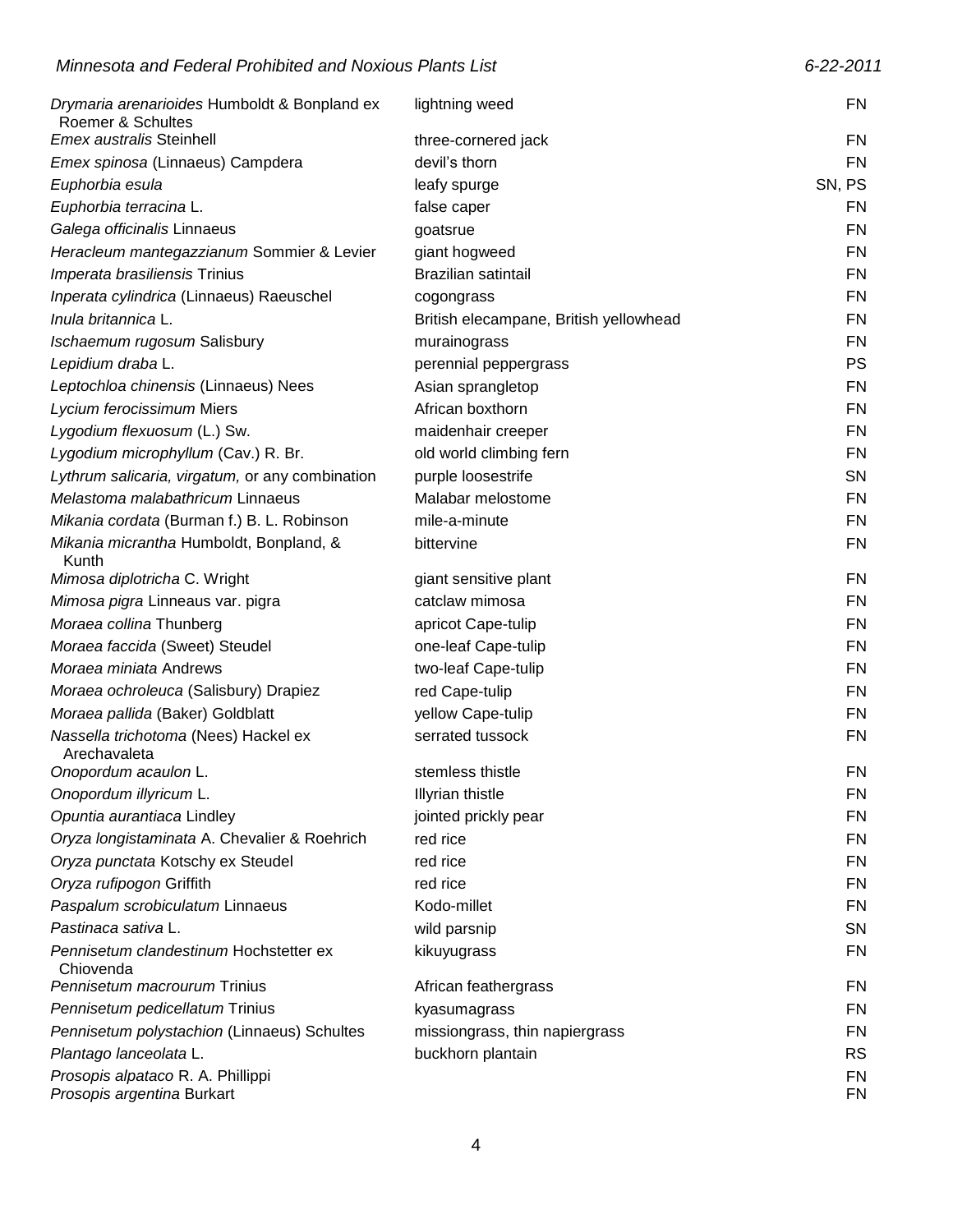| | | |
|---|---|---|
| *Drymaria arenarioides* Humboldt & Bonpland ex Roemer & Schultes | lightning weed | FN |
| *Emex australis* Steinhell | three-cornered jack | FN |
| *Emex spinosa* (Linnaeus) Campdera | devil's thorn | FN |
| *Euphorbia esula* | leafy spurge | SN, PS |
| *Euphorbia terracina* L. | false caper | FN |
| *Galega officinalis* Linnaeus | goatsrue | FN |
| *Heracleum mantegazzianum* Sommier & Levier | giant hogweed | FN |
| *Imperata brasiliensis* Trinius | Brazilian satintail | FN |
| *Inperata cylindrica* (Linnaeus) Raeuschel | cogongrass | FN |
| *Inula britannica* L. | British elecampane, British yellowhead | FN |
| *Ischaemum rugosum* Salisbury | murainograss | FN |
| *Lepidium draba* L. | perennial peppergrass | PS |
| *Leptochloa chinensis* (Linnaeus) Nees | Asian sprangletop | FN |
| *Lycium ferocissimum* Miers | African boxthorn | FN |
| *Lygodium flexuosum* (L.) Sw. | maidenhair creeper | FN |
| *Lygodium microphyllum* (Cav.) R. Br. | old world climbing fern | FN |
| *Lythrum salicaria, virgatum,* or any combination | purple loosestrife | SN |
| *Melastoma malabathricum* Linnaeus | Malabar melostome | FN |
| *Mikania cordata* (Burman f.) B. L. Robinson | mile-a-minute | FN |
| *Mikania micrantha* Humboldt, Bonpland, & Kunth | bittervine | FN |
| *Mimosa diplotricha* C. Wright | giant sensitive plant | FN |
| *Mimosa pigra* Linneaus var. pigra | catclaw mimosa | FN |
| *Moraea collina* Thunberg | apricot Cape-tulip | FN |
| *Moraea faccida* (Sweet) Steudel | one-leaf Cape-tulip | FN |
| *Moraea miniata* Andrews | two-leaf Cape-tulip | FN |
| *Moraea ochroleuca* (Salisbury) Drapiez | red Cape-tulip | FN |
| *Moraea pallida* (Baker) Goldblatt | yellow Cape-tulip | FN |
| *Nassella trichotoma* (Nees) Hackel ex Arechavaleta | serrated tussock | FN |
| *Onopordum acaulon* L. | stemless thistle | FN |
| *Onopordum illyricum* L. | Illyrian thistle | FN |
| *Opuntia aurantiaca* Lindley | jointed prickly pear | FN |
| *Oryza longistaminata* A. Chevalier & Roehrich | red rice | FN |
| *Oryza punctata* Kotschy ex Steudel | red rice | FN |
| *Oryza rufipogon* Griffith | red rice | FN |
| *Paspalum scrobiculatum* Linnaeus | Kodo-millet | FN |
| *Pastinaca sativa* L. | wild parsnip | SN |
| *Pennisetum clandestinum* Hochstetter ex Chiovenda | kikuyugrass | FN |
| *Pennisetum macrourum* Trinius | African feathergrass | FN |
| *Pennisetum pedicellatum* Trinius | kyasumagrass | FN |
| *Pennisetum polystachion* (Linnaeus) Schultes | missiongrass, thin napiergrass | FN |
| *Plantago lanceolata* L. | buckhorn plantain | RS |
| *Prosopis alpataco* R. A. Phillippi | | FN |
| *Prosopis argentina* Burkart | | FN |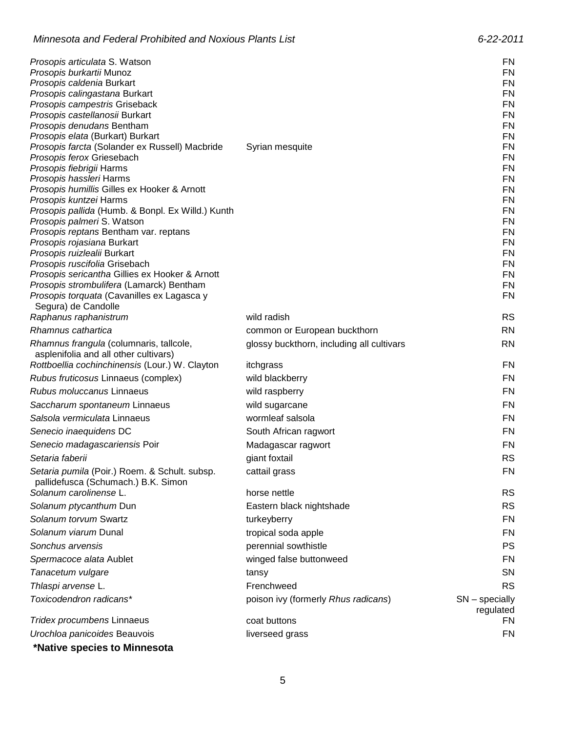| | | |
|---|---|---|
| *Prosopis articulata* S. Watson | | FN |
| *Prosopis burkartii* Munoz | | FN |
| *Prosopis caldenia* Burkart | | FN |
| *Prosopis calingastana* Burkart | | FN |
| *Prosopis campestris* Griseback | | FN |
| *Prosopis castellanosii* Burkart | | FN |
| *Prosopis denudans* Bentham | | FN |
| *Prosopis elata* (Burkart) Burkart | | FN |
| *Prosopis farcta* (Solander ex Russell) Macbride | Syrian mesquite | FN |
| *Prosopis ferox* Griesebach | | FN |
| *Prosopis fiebrigii* Harms | | FN |
| *Prosopis hassleri* Harms | | FN |
| *Prosopis humillis* Gilles ex Hooker & Arnott | | FN |
| *Prosopis kuntzei* Harms | | FN |
| *Prosopis pallida* (Humb. & Bonpl. Ex Willd.) Kunth | | FN |
| *Prosopis palmeri* S. Watson | | FN |
| *Prosopis reptans* Bentham var. reptans | | FN |
| *Prosopis rojasiana* Burkart | | FN |
| *Prosopis ruizlealii* Burkart | | FN |
| *Prosopis ruscifolia* Grisebach | | FN |
| *Prosopis sericantha* Gillies ex Hooker & Arnott | | FN |
| *Prosopis strombulifera* (Lamarck) Bentham | | FN |
| *Prosopis torquata* (Cavanilles ex Lagasca y Segura) de Candolle | | FN |
| *Raphanus raphanistrum* | wild radish | RS |
| *Rhamnus cathartica* | common or European buckthorn | RN |
| *Rhamnus frangula* (columnaris, tallcole, asplenifolia and all other cultivars) | glossy buckthorn, including all cultivars | RN |
| *Rottboellia cochinchinensis* (Lour.) W. Clayton | itchgrass | FN |
| *Rubus fruticosus* Linnaeus (complex) | wild blackberry | FN |
| *Rubus moluccanus* Linnaeus | wild raspberry | FN |
| *Saccharum spontaneum* Linnaeus | wild sugarcane | FN |
| *Salsola vermiculata* Linnaeus | wormleaf salsola | FN |
| *Senecio inaequidens* DC | South African ragwort | FN |
| *Senecio madagascariensis* Poir | Madagascar ragwort | FN |
| *Setaria faberii* | giant foxtail | RS |
| *Setaria pumila* (Poir.) Roem. & Schult. subsp. pallidefusca (Schumach.) B.K. Simon | cattail grass | FN |
| *Solanum carolinense* L. | horse nettle | RS |
| *Solanum ptycanthum* Dun | Eastern black nightshade | RS |
| *Solanum torvum* Swartz | turkeyberry | FN |
| *Solanum viarum* Dunal | tropical soda apple | FN |
| *Sonchus arvensis* | perennial sowthistle | PS |
| *Spermacoce alata* Aublet | winged false buttonweed | FN |
| *Tanacetum vulgare* | tansy | SN |
| *Thlaspi arvense* L. | Frenchweed | RS |
| *Toxicodendron radicans** | poison ivy (formerly *Rhus radicans*) | SN – specially regulated |
| *Tridex procumbens* Linnaeus | coat buttons | FN |
| *Urochloa panicoides* Beauvois | liverseed grass | FN |

**\*Native species to Minnesota**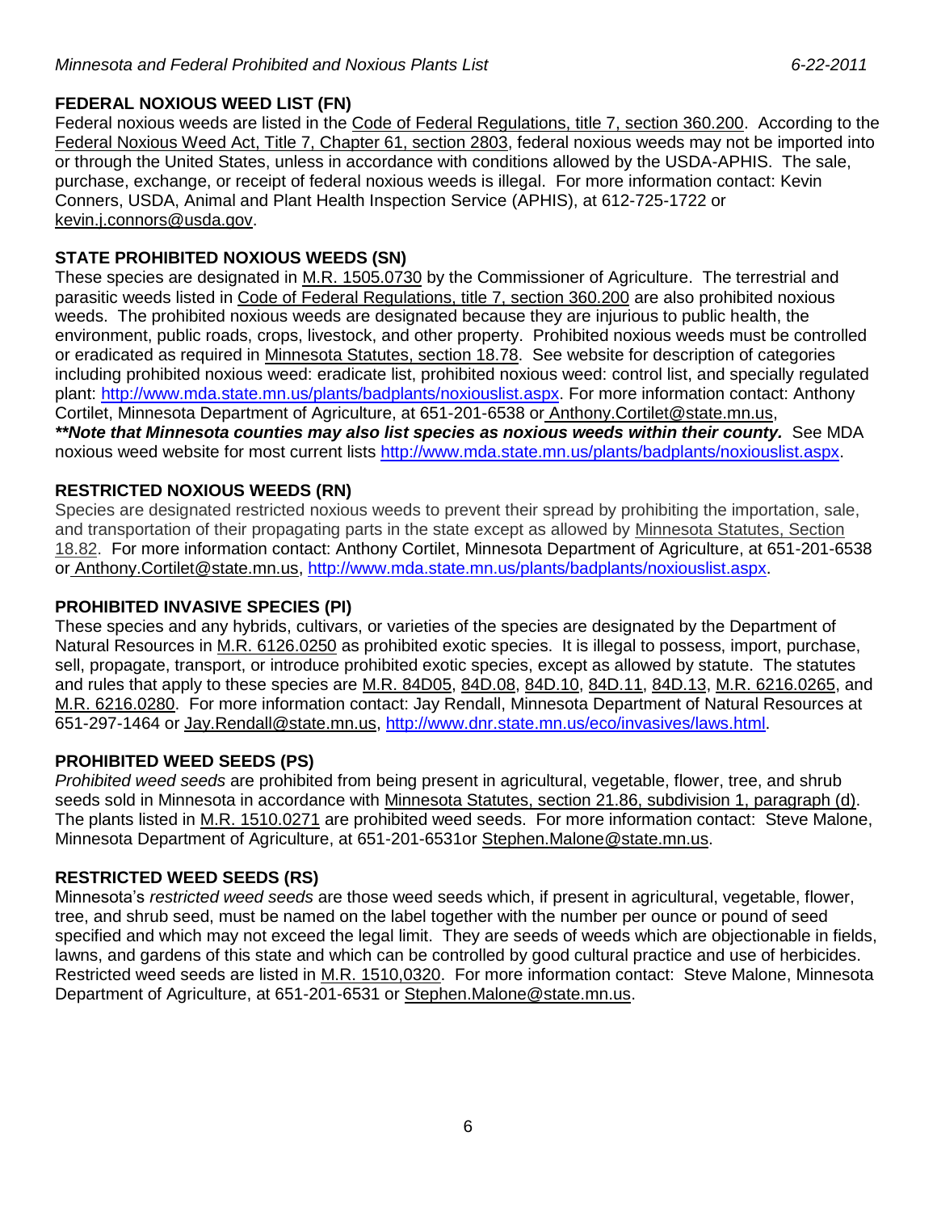## FEDERAL NOXIOUS WEED LIST (FN)

Federal noxious weeds are listed in the Code of Federal Regulations, title 7, section 360.200. According to the Federal Noxious Weed Act, Title 7, Chapter 61, section 2803, federal noxious weeds may not be imported into or through the United States, unless in accordance with conditions allowed by the USDA-APHIS. The sale, purchase, exchange, or receipt of federal noxious weeds is illegal. For more information contact: Kevin Conners, USDA, Animal and Plant Health Inspection Service (APHIS), at 612-725-1722 or kevin.j.connors@usda.gov.

## STATE PROHIBITED NOXIOUS WEEDS (SN)

These species are designated in M.R. 1505.0730 by the Commissioner of Agriculture. The terrestrial and parasitic weeds listed in Code of Federal Regulations, title 7, section 360.200 are also prohibited noxious weeds. The prohibited noxious weeds are designated because they are injurious to public health, the environment, public roads, crops, livestock, and other property. Prohibited noxious weeds must be controlled or eradicated as required in Minnesota Statutes, section 18.78. See website for description of categories including prohibited noxious weed: eradicate list, prohibited noxious weed: control list, and specially regulated plant: http://www.mda.state.mn.us/plants/badplants/noxiouslist.aspx. For more information contact: Anthony Cortilet, Minnesota Department of Agriculture, at 651-201-6538 or Anthony.Cortilet@state.mn.us, ***\*\*Note that Minnesota counties may also list species as noxious weeds within their county.*** See MDA noxious weed website for most current lists http://www.mda.state.mn.us/plants/badplants/noxiouslist.aspx.

## RESTRICTED NOXIOUS WEEDS (RN)

Species are designated restricted noxious weeds to prevent their spread by prohibiting the importation, sale, and transportation of their propagating parts in the state except as allowed by Minnesota Statutes, Section 18.82. For more information contact: Anthony Cortilet, Minnesota Department of Agriculture, at 651-201-6538 or Anthony.Cortilet@state.mn.us, http://www.mda.state.mn.us/plants/badplants/noxiouslist.aspx.

## PROHIBITED INVASIVE SPECIES (PI)

These species and any hybrids, cultivars, or varieties of the species are designated by the Department of Natural Resources in M.R. 6126.0250 as prohibited exotic species. It is illegal to possess, import, purchase, sell, propagate, transport, or introduce prohibited exotic species, except as allowed by statute. The statutes and rules that apply to these species are M.R. 84D05, 84D.08, 84D.10, 84D.11, 84D.13, M.R. 6216.0265, and M.R. 6216.0280. For more information contact: Jay Rendall, Minnesota Department of Natural Resources at 651-297-1464 or Jay.Rendall@state.mn.us, http://www.dnr.state.mn.us/eco/invasives/laws.html.

## PROHIBITED WEED SEEDS (PS)

*Prohibited weed seeds* are prohibited from being present in agricultural, vegetable, flower, tree, and shrub seeds sold in Minnesota in accordance with Minnesota Statutes, section 21.86, subdivision 1, paragraph (d). The plants listed in M.R. 1510.0271 are prohibited weed seeds. For more information contact: Steve Malone, Minnesota Department of Agriculture, at 651-201-6531or Stephen.Malone@state.mn.us.

## RESTRICTED WEED SEEDS (RS)

Minnesota's *restricted weed seeds* are those weed seeds which, if present in agricultural, vegetable, flower, tree, and shrub seed, must be named on the label together with the number per ounce or pound of seed specified and which may not exceed the legal limit. They are seeds of weeds which are objectionable in fields, lawns, and gardens of this state and which can be controlled by good cultural practice and use of herbicides. Restricted weed seeds are listed in M.R. 1510,0320. For more information contact: Steve Malone, Minnesota Department of Agriculture, at 651-201-6531 or Stephen.Malone@state.mn.us.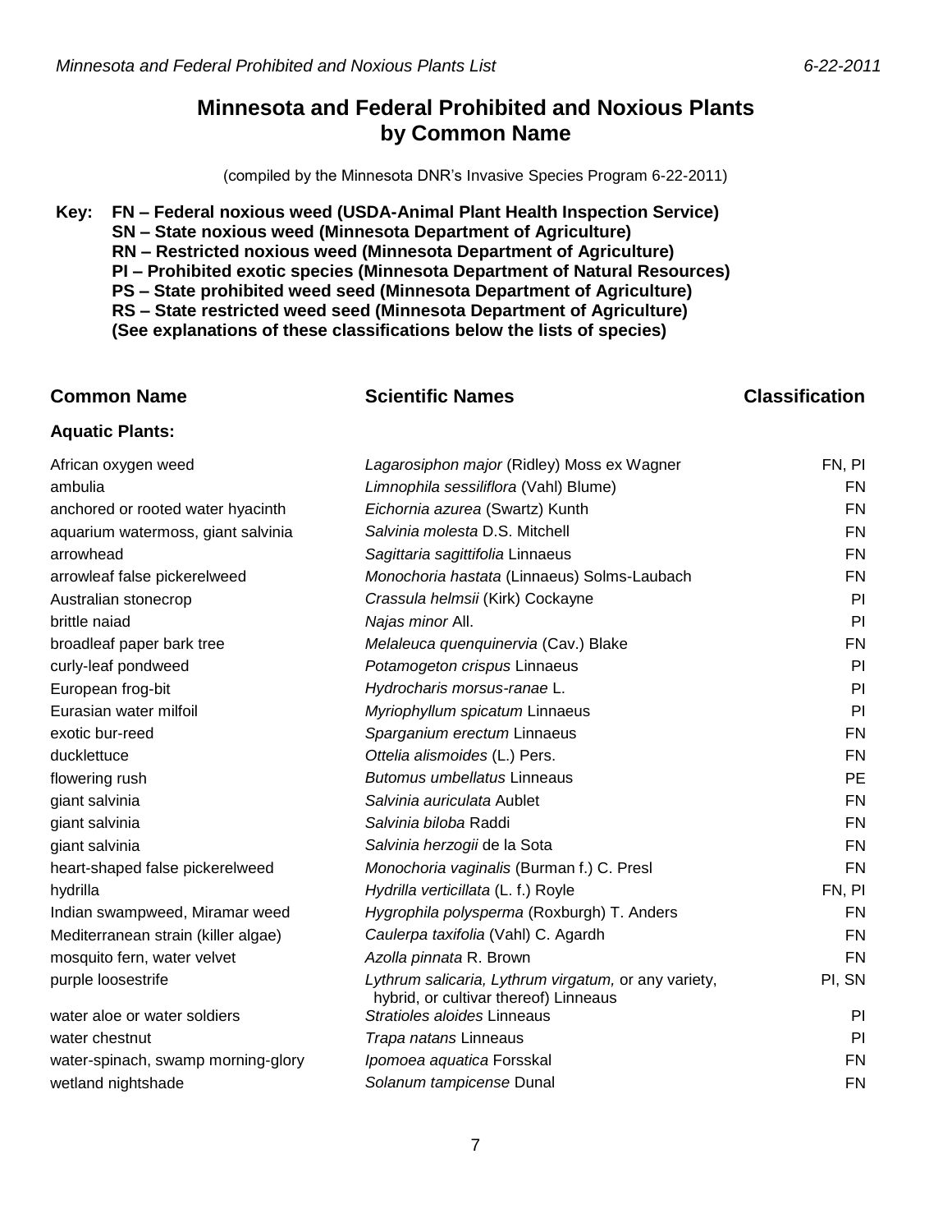# Minnesota and Federal Prohibited and Noxious Plants by Common Name

(compiled by the Minnesota DNR's Invasive Species Program 6-22-2011)

**Key: FN – Federal noxious weed (USDA-Animal Plant Health Inspection Service)**
**SN – State noxious weed (Minnesota Department of Agriculture)**
**RN – Restricted noxious weed (Minnesota Department of Agriculture)**
**PI – Prohibited exotic species (Minnesota Department of Natural Resources)**
**PS – State prohibited weed seed (Minnesota Department of Agriculture)**
**RS – State restricted weed seed (Minnesota Department of Agriculture)**
**(See explanations of these classifications below the lists of species)**

| Common Name | Scientific Names | Classification |
|---|---|---|
| **Aquatic Plants:** | | |
| African oxygen weed | *Lagarosiphon major* (Ridley) Moss ex Wagner | FN, PI |
| ambulia | *Limnophila sessiliflora* (Vahl) Blume) | FN |
| anchored or rooted water hyacinth | *Eichornia azurea* (Swartz) Kunth | FN |
| aquarium watermoss, giant salvinia | *Salvinia molesta* D.S. Mitchell | FN |
| arrowhead | *Sagittaria sagittifolia* Linnaeus | FN |
| arrowleaf false pickerelweed | *Monochoria hastata* (Linnaeus) Solms-Laubach | FN |
| Australian stonecrop | *Crassula helmsii* (Kirk) Cockayne | PI |
| brittle naiad | *Najas minor* All. | PI |
| broadleaf paper bark tree | *Melaleuca quenquinervia* (Cav.) Blake | FN |
| curly-leaf pondweed | *Potamogeton crispus* Linnaeus | PI |
| European frog-bit | *Hydrocharis morsus-ranae* L. | PI |
| Eurasian water milfoil | *Myriophyllum spicatum* Linnaeus | PI |
| exotic bur-reed | *Sparganium erectum* Linnaeus | FN |
| ducklettuce | *Ottelia alismoides* (L.) Pers. | FN |
| flowering rush | *Butomus umbellatus* Linneaus | PE |
| giant salvinia | *Salvinia auriculata* Aublet | FN |
| giant salvinia | *Salvinia biloba* Raddi | FN |
| giant salvinia | *Salvinia herzogii* de la Sota | FN |
| heart-shaped false pickerelweed | *Monochoria vaginalis* (Burman f.) C. Presl | FN |
| hydrilla | *Hydrilla verticillata* (L. f.) Royle | FN, PI |
| Indian swampweed, Miramar weed | *Hygrophila polysperma* (Roxburgh) T. Anders | FN |
| Mediterranean strain (killer algae) | *Caulerpa taxifolia* (Vahl) C. Agardh | FN |
| mosquito fern, water velvet | *Azolla pinnata* R. Brown | FN |
| purple loosestrife | *Lythrum salicaria, Lythrum virgatum,* or any variety, hybrid, or cultivar thereof) Linneaus | PI, SN |
| water aloe or water soldiers | *Stratioles aloides* Linneaus | PI |
| water chestnut | *Trapa natans* Linneaus | PI |
| water-spinach, swamp morning-glory | *Ipomoea aquatica* Forsskal | FN |
| wetland nightshade | *Solanum tampicense* Dunal | FN |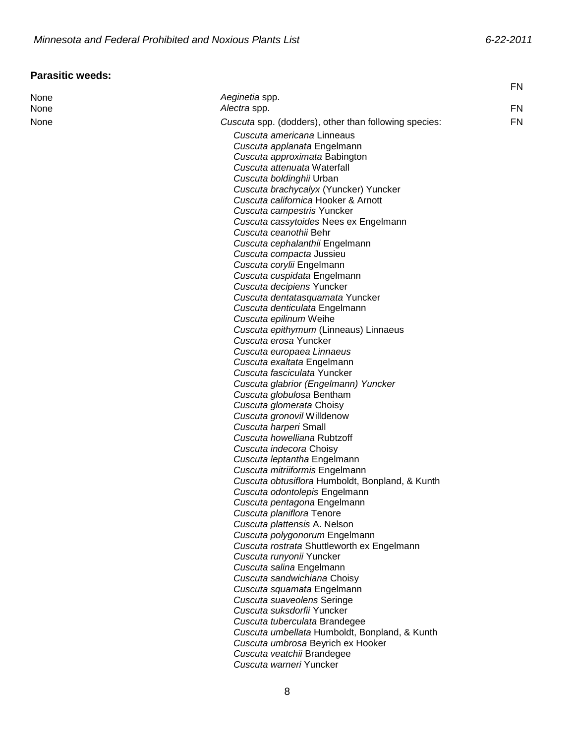**Parasitic weeds:**

| | | |
|---|---|---|
| None | *Aeginetia* spp. | FN |
| None | *Alectra* spp. | FN |
| None | *Cuscuta* spp. (dodders), other than following species: | FN |

*Cuscuta americana* Linneaus
*Cuscuta applanata* Engelmann
*Cuscuta approximata* Babington
*Cuscuta attenuata* Waterfall
*Cuscuta boldinghii* Urban
*Cuscuta brachycalyx* (Yuncker) Yuncker
*Cuscuta californica* Hooker & Arnott
*Cuscuta campestris* Yuncker
*Cuscuta cassytoides* Nees ex Engelmann
*Cuscuta ceanothii* Behr
*Cuscuta cephalanthii* Engelmann
*Cuscuta compacta* Jussieu
*Cuscuta corylii* Engelmann
*Cuscuta cuspidata* Engelmann
*Cuscuta decipiens* Yuncker
*Cuscuta dentatasquamata* Yuncker
*Cuscuta denticulata* Engelmann
*Cuscuta epilinum* Weihe
*Cuscuta epithymum* (Linneaus) Linnaeus
*Cuscuta erosa* Yuncker
*Cuscuta europaea Linnaeus*
*Cuscuta exaltata* Engelmann
*Cuscuta fasciculata* Yuncker
*Cuscuta glabrior (Engelmann) Yuncker*
*Cuscuta globulosa* Bentham
*Cuscuta glomerata* Choisy
*Cuscuta gronovil* Willdenow
*Cuscuta harperi* Small
*Cuscuta howelliana* Rubtzoff
*Cuscuta indecora* Choisy
*Cuscuta leptantha* Engelmann
*Cuscuta mitriiformis* Engelmann
*Cuscuta obtusiflora* Humboldt, Bonpland, & Kunth
*Cuscuta odontolepis* Engelmann
*Cuscuta pentagona* Engelmann
*Cuscuta planiflora* Tenore
*Cuscuta plattensis* A. Nelson
*Cuscuta polygonorum* Engelmann
*Cuscuta rostrata* Shuttleworth ex Engelmann
*Cuscuta runyonii* Yuncker
*Cuscuta salina* Engelmann
*Cuscuta sandwichiana* Choisy
*Cuscuta squamata* Engelmann
*Cuscuta suaveolens* Seringe
*Cuscuta suksdorfii* Yuncker
*Cuscuta tuberculata* Brandegee
*Cuscuta umbellata* Humboldt, Bonpland, & Kunth
*Cuscuta umbrosa* Beyrich ex Hooker
*Cuscuta veatchii* Brandegee
*Cuscuta warneri* Yuncker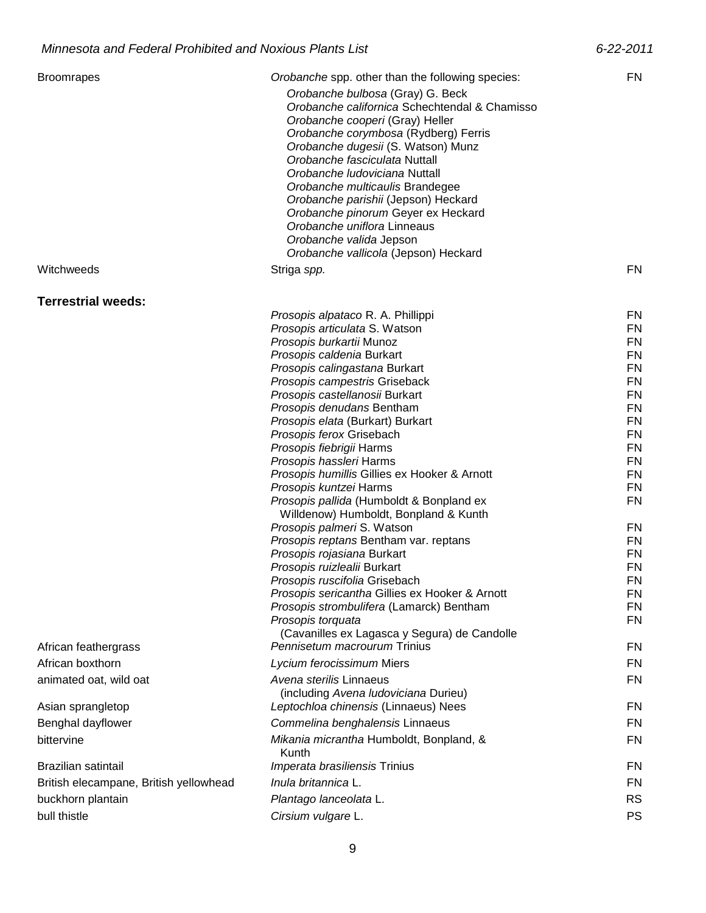| | | |
|---|---|---|
| Broomrapes | *Orobanche* spp. other than the following species:<br>*Orobanche bulbosa* (Gray) G. Beck<br>*Orobanche californica* Schechtendal & Chamisso<br>*Orobanche cooperi* (Gray) Heller<br>*Orobanche corymbosa* (Rydberg) Ferris<br>*Orobanche dugesii* (S. Watson) Munz<br>*Orobanche fasciculata* Nuttall<br>*Orobanche ludoviciana* Nuttall<br>*Orobanche multicaulis* Brandegee<br>*Orobanche parishii* (Jepson) Heckard<br>*Orobanche pinorum* Geyer ex Heckard<br>*Orobanche uniflora* Linneaus<br>*Orobanche valida* Jepson<br>*Orobanche vallicola* (Jepson) Heckard | FN |
| Witchweeds | Striga *spp.* | FN |

**Terrestrial weeds:**

| | | |
|---|---|---|
| | *Prosopis alpataco* R. A. Phillippi | FN |
| | *Prosopis articulata* S. Watson | FN |
| | *Prosopis burkartii* Munoz | FN |
| | *Prosopis caldenia* Burkart | FN |
| | *Prosopis calingastana* Burkart | FN |
| | *Prosopis campestris* Griseback | FN |
| | *Prosopis castellanosii* Burkart | FN |
| | *Prosopis denudans* Bentham | FN |
| | *Prosopis elata* (Burkart) Burkart | FN |
| | *Prosopis ferox* Grisebach | FN |
| | *Prosopis fiebrigii* Harms | FN |
| | *Prosopis hassleri* Harms | FN |
| | *Prosopis humillis* Gillies ex Hooker & Arnott | FN |
| | *Prosopis kuntzei* Harms | FN |
| | *Prosopis pallida* (Humboldt & Bonpland ex Willdenow) Humboldt, Bonpland & Kunth | FN |
| | *Prosopis palmeri* S. Watson | FN |
| | *Prosopis reptans* Bentham var. reptans | FN |
| | *Prosopis rojasiana* Burkart | FN |
| | *Prosopis ruizlealii* Burkart | FN |
| | *Prosopis ruscifolia* Grisebach | FN |
| | *Prosopis sericantha* Gillies ex Hooker & Arnott | FN |
| | *Prosopis strombulifera* (Lamarck) Bentham | FN |
| | *Prosopis torquata* (Cavanilles ex Lagasca y Segura) de Candolle | FN |
| African feathergrass | *Pennisetum macrourum* Trinius | FN |
| African boxthorn | *Lycium ferocissimum* Miers | FN |
| animated oat, wild oat | *Avena sterilis* Linnaeus (including *Avena ludoviciana* Durieu) | FN |
| Asian sprangletop | *Leptochloa chinensis* (Linnaeus) Nees | FN |
| Benghal dayflower | *Commelina benghalensis* Linnaeus | FN |
| bittervine | *Mikania micrantha* Humboldt, Bonpland, & Kunth | FN |
| Brazilian satintail | *Imperata brasiliensis* Trinius | FN |
| British elecampane, British yellowhead | *Inula britannica* L. | FN |
| buckhorn plantain | *Plantago lanceolata* L. | RS |
| bull thistle | *Cirsium vulgare* L. | PS |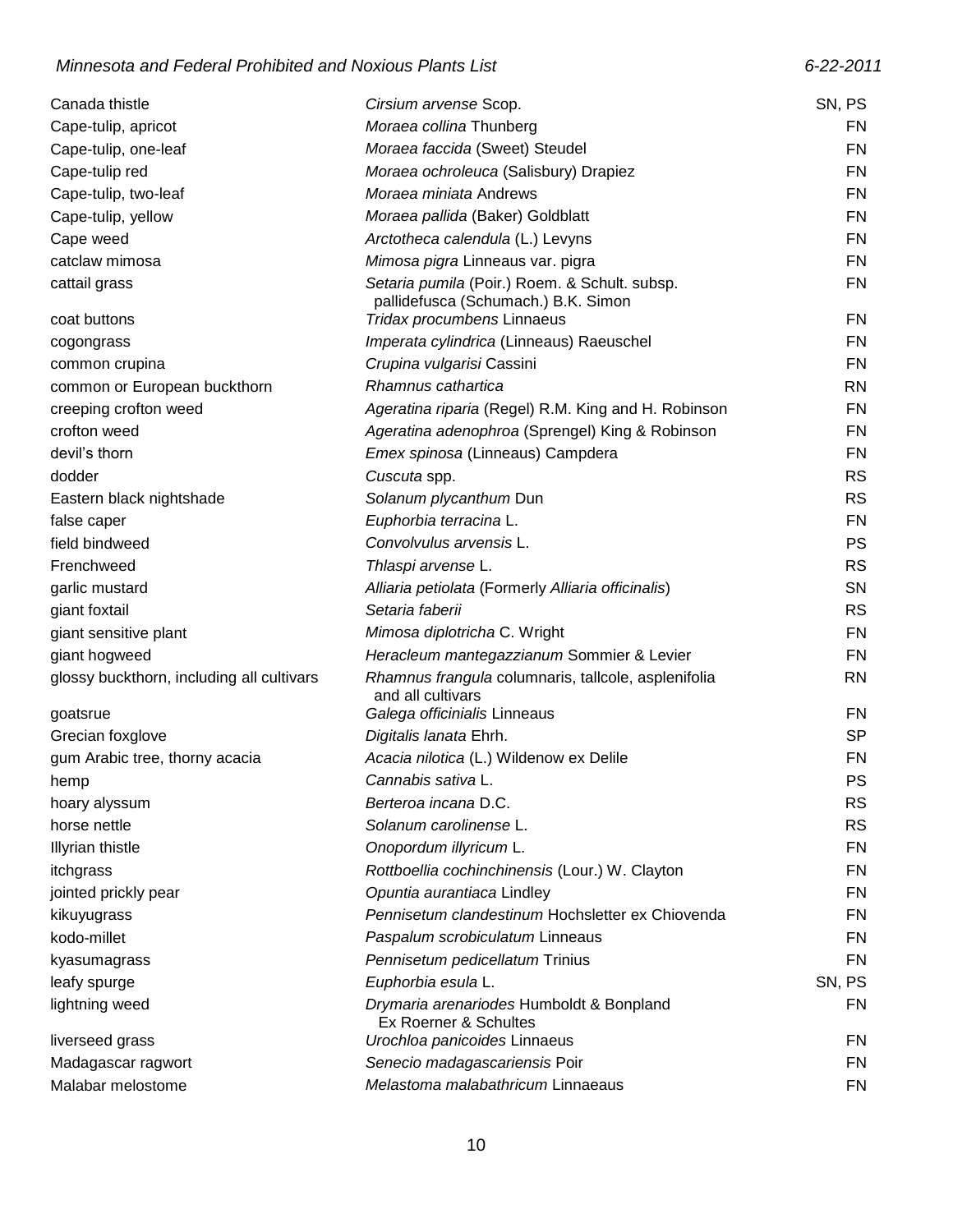| | | |
|---|---|---|
| Canada thistle | *Cirsium arvense* Scop. | SN, PS |
| Cape-tulip, apricot | *Moraea collina* Thunberg | FN |
| Cape-tulip, one-leaf | *Moraea faccida* (Sweet) Steudel | FN |
| Cape-tulip red | *Moraea ochroleuca* (Salisbury) Drapiez | FN |
| Cape-tulip, two-leaf | *Moraea miniata* Andrews | FN |
| Cape-tulip, yellow | *Moraea pallida* (Baker) Goldblatt | FN |
| Cape weed | *Arctotheca calendula* (L.) Levyns | FN |
| catclaw mimosa | *Mimosa pigra* Linneaus var. pigra | FN |
| cattail grass | *Setaria pumila* (Poir.) Roem. & Schult. subsp. pallidefusca (Schumach.) B.K. Simon | FN |
| coat buttons | *Tridax procumbens* Linnaeus | FN |
| cogongrass | *Imperata cylindrica* (Linneaus) Raeuschel | FN |
| common crupina | *Crupina vulgarisi* Cassini | FN |
| common or European buckthorn | *Rhamnus cathartica* | RN |
| creeping crofton weed | *Ageratina riparia* (Regel) R.M. King and H. Robinson | FN |
| crofton weed | *Ageratina adenophroa* (Sprengel) King & Robinson | FN |
| devil's thorn | *Emex spinosa* (Linneaus) Campdera | FN |
| dodder | *Cuscuta* spp. | RS |
| Eastern black nightshade | *Solanum plycanthum* Dun | RS |
| false caper | *Euphorbia terracina* L. | FN |
| field bindweed | *Convolvulus arvensis* L. | PS |
| Frenchweed | *Thlaspi arvense* L. | RS |
| garlic mustard | *Alliaria petiolata* (Formerly *Alliaria officinalis*) | SN |
| giant foxtail | *Setaria faberii* | RS |
| giant sensitive plant | *Mimosa diplotricha* C. Wright | FN |
| giant hogweed | *Heracleum mantegazzianum* Sommier & Levier | FN |
| glossy buckthorn, including all cultivars | *Rhamnus frangula* columnaris, tallcole, asplenifolia and all cultivars | RN |
| goatsrue | *Galega officinialis* Linneaus | FN |
| Grecian foxglove | *Digitalis lanata* Ehrh. | SP |
| gum Arabic tree, thorny acacia | *Acacia nilotica* (L.) Wildenow ex Delile | FN |
| hemp | *Cannabis sativa* L. | PS |
| hoary alyssum | *Berteroa incana* D.C. | RS |
| horse nettle | *Solanum carolinense* L. | RS |
| Illyrian thistle | *Onopordum illyricum* L. | FN |
| itchgrass | *Rottboellia cochinchinensis* (Lour.) W. Clayton | FN |
| jointed prickly pear | *Opuntia aurantiaca* Lindley | FN |
| kikuyugrass | *Pennisetum clandestinum* Hochsletter ex Chiovenda | FN |
| kodo-millet | *Paspalum scrobiculatum* Linneaus | FN |
| kyasumagrass | *Pennisetum pedicellatum* Trinius | FN |
| leafy spurge | *Euphorbia esula* L. | SN, PS |
| lightning weed | *Drymaria arenariodes* Humboldt & Bonpland Ex Roerner & Schultes | FN |
| liverseed grass | *Urochloa panicoides* Linnaeus | FN |
| Madagascar ragwort | *Senecio madagascariensis* Poir | FN |
| Malabar melostome | *Melastoma malabathricum* Linnaeaus | FN |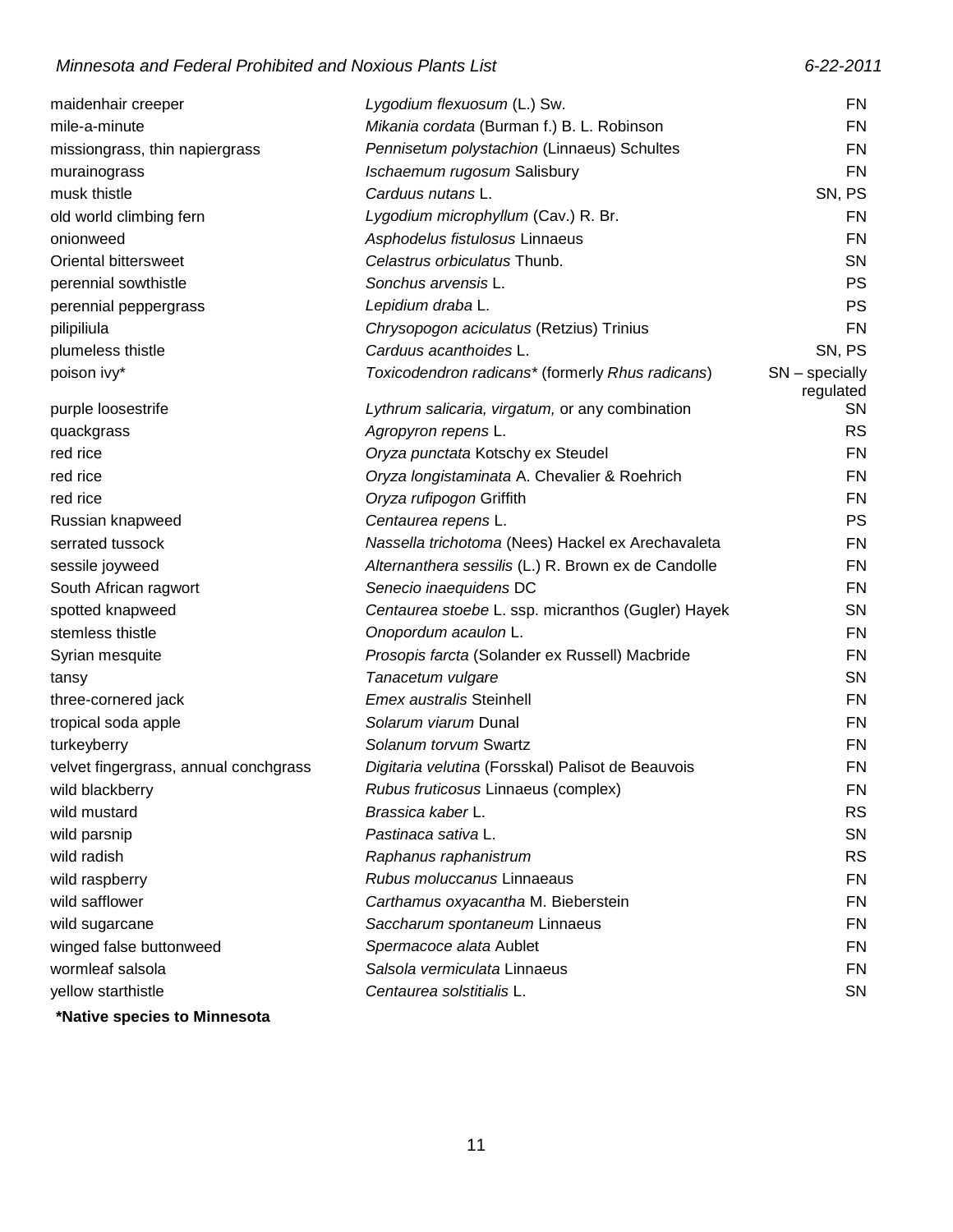| | | |
|---|---|---|
| maidenhair creeper | *Lygodium flexuosum* (L.) Sw. | FN |
| mile-a-minute | *Mikania cordata* (Burman f.) B. L. Robinson | FN |
| missiongrass, thin napiergrass | *Pennisetum polystachion* (Linnaeus) Schultes | FN |
| murainograss | *Ischaemum rugosum* Salisbury | FN |
| musk thistle | *Carduus nutans* L. | SN, PS |
| old world climbing fern | *Lygodium microphyllum* (Cav.) R. Br. | FN |
| onionweed | *Asphodelus fistulosus* Linnaeus | FN |
| Oriental bittersweet | *Celastrus orbiculatus* Thunb. | SN |
| perennial sowthistle | *Sonchus arvensis* L. | PS |
| perennial peppergrass | *Lepidium draba* L. | PS |
| pilipiliula | *Chrysopogon aciculatus* (Retzius) Trinius | FN |
| plumeless thistle | *Carduus acanthoides* L. | SN, PS |
| poison ivy* | *Toxicodendron radicans** (formerly *Rhus radicans*) | SN – specially regulated |
| purple loosestrife | *Lythrum salicaria, virgatum,* or any combination | SN |
| quackgrass | *Agropyron repens* L. | RS |
| red rice | *Oryza punctata* Kotschy ex Steudel | FN |
| red rice | *Oryza longistaminata* A. Chevalier & Roehrich | FN |
| red rice | *Oryza rufipogon* Griffith | FN |
| Russian knapweed | *Centaurea repens* L. | PS |
| serrated tussock | *Nassella trichotoma* (Nees) Hackel ex Arechavaleta | FN |
| sessile joyweed | *Alternanthera sessilis* (L.) R. Brown ex de Candolle | FN |
| South African ragwort | *Senecio inaequidens* DC | FN |
| spotted knapweed | *Centaurea stoebe* L. ssp. micranthos (Gugler) Hayek | SN |
| stemless thistle | *Onopordum acaulon* L. | FN |
| Syrian mesquite | *Prosopis farcta* (Solander ex Russell) Macbride | FN |
| tansy | *Tanacetum vulgare* | SN |
| three-cornered jack | *Emex australis* Steinhell | FN |
| tropical soda apple | *Solarum viarum* Dunal | FN |
| turkeyberry | *Solanum torvum* Swartz | FN |
| velvet fingergrass, annual conchgrass | *Digitaria velutina* (Forsskal) Palisot de Beauvois | FN |
| wild blackberry | *Rubus fruticosus* Linnaeus (complex) | FN |
| wild mustard | *Brassica kaber* L. | RS |
| wild parsnip | *Pastinaca sativa* L. | SN |
| wild radish | *Raphanus raphanistrum* | RS |
| wild raspberry | *Rubus moluccanus* Linnaeaus | FN |
| wild safflower | *Carthamus oxyacantha* M. Bieberstein | FN |
| wild sugarcane | *Saccharum spontaneum* Linnaeus | FN |
| winged false buttonweed | *Spermacoce alata* Aublet | FN |
| wormleaf salsola | *Salsola vermiculata* Linnaeus | FN |
| yellow starthistle | *Centaurea solstitialis* L. | SN |

**\*Native species to Minnesota**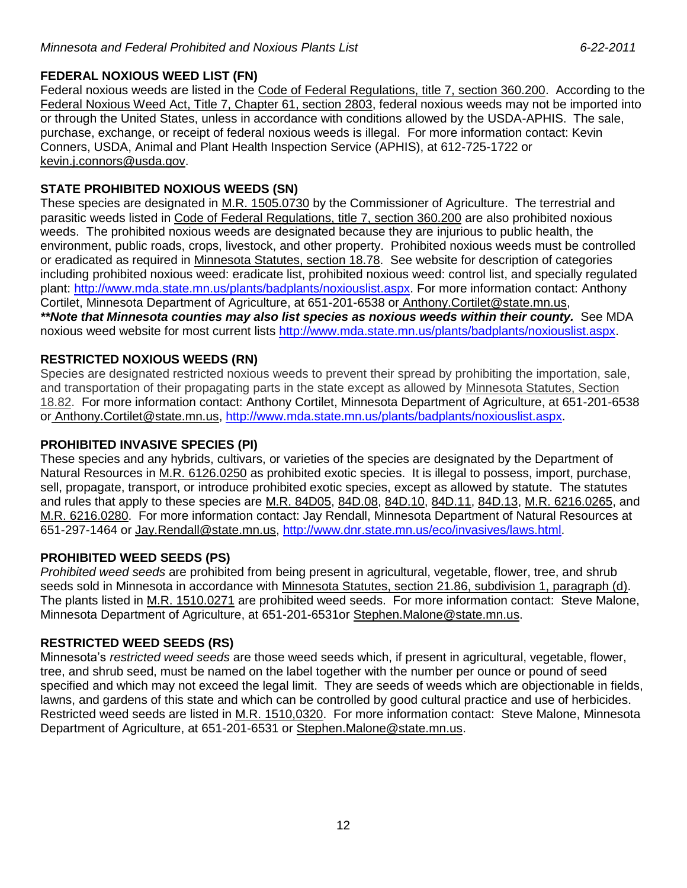## FEDERAL NOXIOUS WEED LIST (FN)

Federal noxious weeds are listed in the Code of Federal Regulations, title 7, section 360.200. According to the Federal Noxious Weed Act, Title 7, Chapter 61, section 2803, federal noxious weeds may not be imported into or through the United States, unless in accordance with conditions allowed by the USDA-APHIS. The sale, purchase, exchange, or receipt of federal noxious weeds is illegal. For more information contact: Kevin Conners, USDA, Animal and Plant Health Inspection Service (APHIS), at 612-725-1722 or kevin.j.connors@usda.gov.

## STATE PROHIBITED NOXIOUS WEEDS (SN)

These species are designated in M.R. 1505.0730 by the Commissioner of Agriculture. The terrestrial and parasitic weeds listed in Code of Federal Regulations, title 7, section 360.200 are also prohibited noxious weeds. The prohibited noxious weeds are designated because they are injurious to public health, the environment, public roads, crops, livestock, and other property. Prohibited noxious weeds must be controlled or eradicated as required in Minnesota Statutes, section 18.78. See website for description of categories including prohibited noxious weed: eradicate list, prohibited noxious weed: control list, and specially regulated plant: http://www.mda.state.mn.us/plants/badplants/noxiouslist.aspx. For more information contact: Anthony Cortilet, Minnesota Department of Agriculture, at 651-201-6538 or Anthony.Cortilet@state.mn.us, ***\*\*Note that Minnesota counties may also list species as noxious weeds within their county.*** See MDA noxious weed website for most current lists http://www.mda.state.mn.us/plants/badplants/noxiouslist.aspx.

## RESTRICTED NOXIOUS WEEDS (RN)

Species are designated restricted noxious weeds to prevent their spread by prohibiting the importation, sale, and transportation of their propagating parts in the state except as allowed by Minnesota Statutes, Section 18.82. For more information contact: Anthony Cortilet, Minnesota Department of Agriculture, at 651-201-6538 or Anthony.Cortilet@state.mn.us, http://www.mda.state.mn.us/plants/badplants/noxiouslist.aspx.

## PROHIBITED INVASIVE SPECIES (PI)

These species and any hybrids, cultivars, or varieties of the species are designated by the Department of Natural Resources in M.R. 6126.0250 as prohibited exotic species. It is illegal to possess, import, purchase, sell, propagate, transport, or introduce prohibited exotic species, except as allowed by statute. The statutes and rules that apply to these species are M.R. 84D05, 84D.08, 84D.10, 84D.11, 84D.13, M.R. 6216.0265, and M.R. 6216.0280. For more information contact: Jay Rendall, Minnesota Department of Natural Resources at 651-297-1464 or Jay.Rendall@state.mn.us, http://www.dnr.state.mn.us/eco/invasives/laws.html.

## PROHIBITED WEED SEEDS (PS)

*Prohibited weed seeds* are prohibited from being present in agricultural, vegetable, flower, tree, and shrub seeds sold in Minnesota in accordance with Minnesota Statutes, section 21.86, subdivision 1, paragraph (d). The plants listed in M.R. 1510.0271 are prohibited weed seeds. For more information contact: Steve Malone, Minnesota Department of Agriculture, at 651-201-6531or Stephen.Malone@state.mn.us.

## RESTRICTED WEED SEEDS (RS)

Minnesota's *restricted weed seeds* are those weed seeds which, if present in agricultural, vegetable, flower, tree, and shrub seed, must be named on the label together with the number per ounce or pound of seed specified and which may not exceed the legal limit. They are seeds of weeds which are objectionable in fields, lawns, and gardens of this state and which can be controlled by good cultural practice and use of herbicides. Restricted weed seeds are listed in M.R. 1510,0320. For more information contact: Steve Malone, Minnesota Department of Agriculture, at 651-201-6531 or Stephen.Malone@state.mn.us.